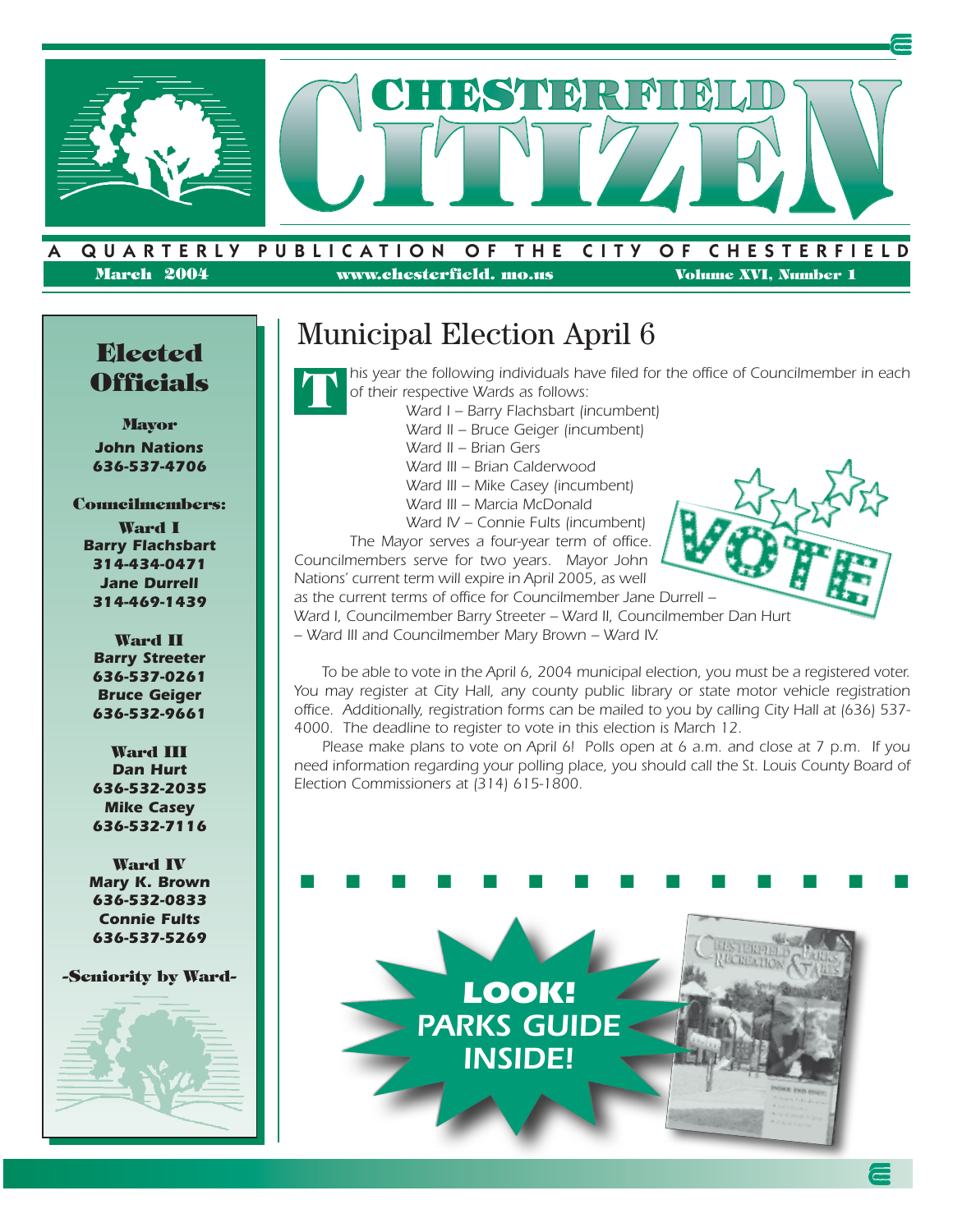# CHESTERFIELD CITIZEN

A QUARTERLY PUBLICATION OF THE CITY OF CHESTERFIELD

March 2004 | www.chesterfield. mo.us | Volume XVI, Number 1

## Elected Officials

**Mayor**
**John Nations**
**636-537-4706**

**Councilmembers:**

**Ward I**
**Barry Flachsbart**
**314-434-0471**
**Jane Durrell**
**314-469-1439**

**Ward II**
**Barry Streeter**
**636-537-0261**
**Bruce Geiger**
**636-532-9661**

**Ward III**
**Dan Hurt**
**636-532-2035**
**Mike Casey**
**636-532-7116**

**Ward IV**
**Mary K. Brown**
**636-532-0833**
**Connie Fults**
**636-537-5269**

-Seniority by Ward-

# Municipal Election April 6

*This year the following individuals have filed for the office of Councilmember in each of their respective Wards as follows:*

*Ward I – Barry Flachsbart (incumbent)*
*Ward II – Bruce Geiger (incumbent)*
*Ward II – Brian Gers*
*Ward III – Brian Calderwood*
*Ward III – Mike Casey (incumbent)*
*Ward III – Marcia McDonald*
*Ward IV – Connie Fults (incumbent)*

*The Mayor serves a four-year term of office. Councilmembers serve for two years. Mayor John Nations' current term will expire in April 2005, as well as the current terms of office for Councilmember Jane Durrell – Ward I, Councilmember Barry Streeter – Ward II, Councilmember Dan Hurt – Ward III and Councilmember Mary Brown – Ward IV.*

*To be able to vote in the April 6, 2004 municipal election, you must be a registered voter. You may register at City Hall, any county public library or state motor vehicle registration office. Additionally, registration forms can be mailed to you by calling City Hall at (636) 537-4000. The deadline to register to vote in this election is March 12.*

*Please make plans to vote on April 6! Polls open at 6 a.m. and close at 7 p.m. If you need information regarding your polling place, you should call the St. Louis County Board of Election Commissioners at (314) 615-1800.*

***LOOK! PARKS GUIDE INSIDE!***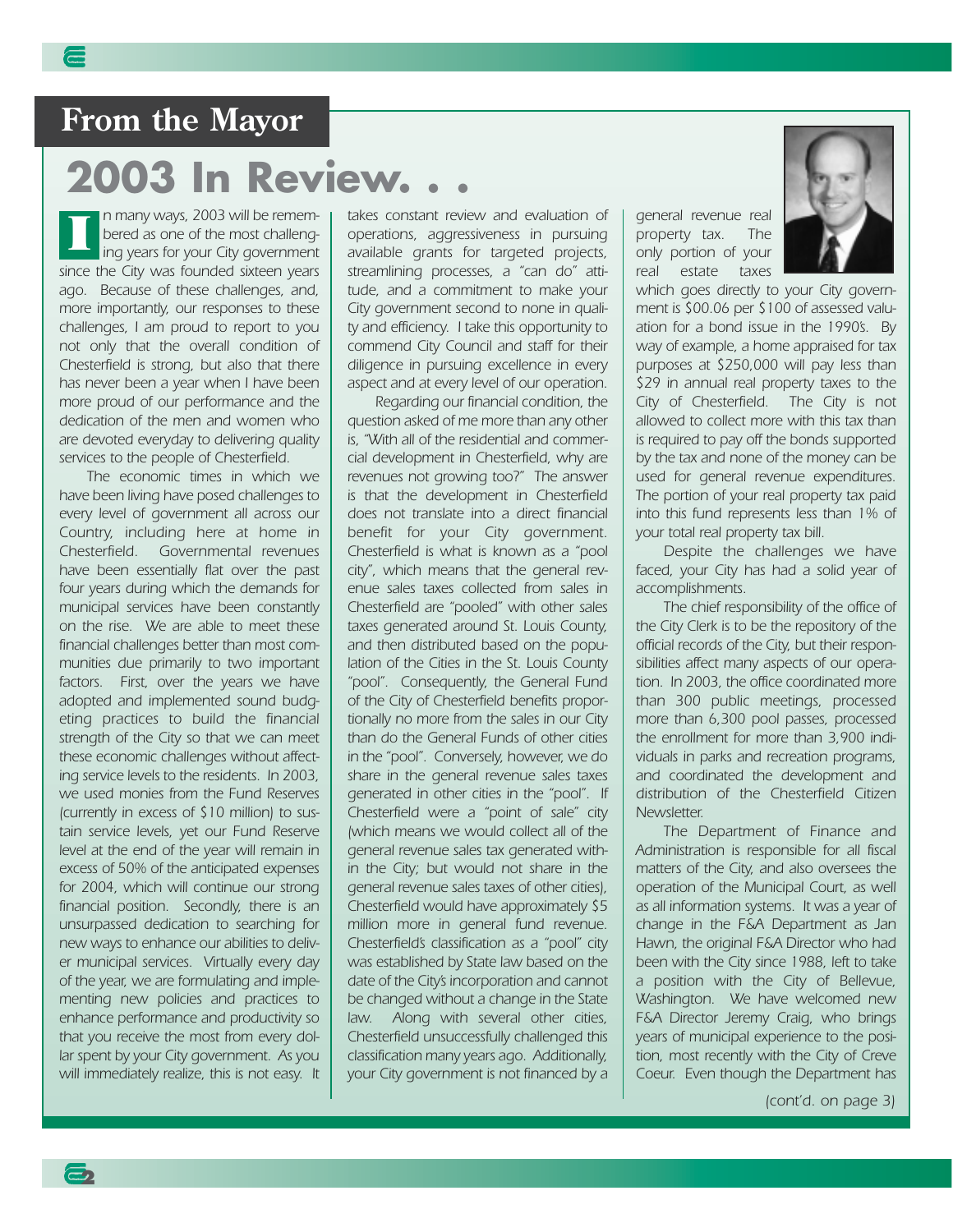## From the Mayor

# 2003 In Review. . .

In many ways, 2003 will be remembered as one of the most challenging years for your City government since the City was founded sixteen years ago. Because of these challenges, and, more importantly, our responses to these challenges, I am proud to report to you not only that the overall condition of Chesterfield is strong, but also that there has never been a year when I have been more proud of our performance and the dedication of the men and women who are devoted everyday to delivering quality services to the people of Chesterfield.

The economic times in which we have been living have posed challenges to every level of government all across our Country, including here at home in Chesterfield. Governmental revenues have been essentially flat over the past four years during which the demands for municipal services have been constantly on the rise. We are able to meet these financial challenges better than most communities due primarily to two important factors. First, over the years we have adopted and implemented sound budgeting practices to build the financial strength of the City so that we can meet these economic challenges without affecting service levels to the residents. In 2003, we used monies from the Fund Reserves (currently in excess of $10 million) to sustain service levels, yet our Fund Reserve level at the end of the year will remain in excess of 50% of the anticipated expenses for 2004, which will continue our strong financial position. Secondly, there is an unsurpassed dedication to searching for new ways to enhance our abilities to deliver municipal services. Virtually every day of the year, we are formulating and implementing new policies and practices to enhance performance and productivity so that you receive the most from every dollar spent by your City government. As you will immediately realize, this is not easy. It takes constant review and evaluation of operations, aggressiveness in pursuing available grants for targeted projects, streamlining processes, a "can do" attitude, and a commitment to make your City government second to none in quality and efficiency. I take this opportunity to commend City Council and staff for their diligence in pursuing excellence in every aspect and at every level of our operation.

Regarding our financial condition, the question asked of me more than any other is, "With all of the residential and commercial development in Chesterfield, why are revenues not growing too?" The answer is that the development in Chesterfield does not translate into a direct financial benefit for your City government. Chesterfield is what is known as a "pool city", which means that the general revenue sales taxes collected from sales in Chesterfield are "pooled" with other sales taxes generated around St. Louis County, and then distributed based on the population of the Cities in the St. Louis County "pool". Consequently, the General Fund of the City of Chesterfield benefits proportionally no more from the sales in our City than do the General Funds of other cities in the "pool". Conversely, however, we do share in the general revenue sales taxes generated in other cities in the "pool". If Chesterfield were a "point of sale" city (which means we would collect all of the general revenue sales tax generated within the City; but would not share in the general revenue sales taxes of other cities), Chesterfield would have approximately $5 million more in general fund revenue. Chesterfield's classification as a "pool" city was established by State law based on the date of the City's incorporation and cannot be changed without a change in the State law. Along with several other cities, Chesterfield unsuccessfully challenged this classification many years ago. Additionally, your City government is not financed by a general revenue real property tax. The only portion of your real estate taxes which goes directly to your City government is $00.06 per $100 of assessed valuation for a bond issue in the 1990's. By way of example, a home appraised for tax purposes at $250,000 will pay less than $29 in annual real property taxes to the City of Chesterfield. The City is not allowed to collect more with this tax than is required to pay off the bonds supported by the tax and none of the money can be used for general revenue expenditures. The portion of your real property tax paid into this fund represents less than 1% of your total real property tax bill.

Despite the challenges we have faced, your City has had a solid year of accomplishments.

The chief responsibility of the office of the City Clerk is to be the repository of the official records of the City, but their responsibilities affect many aspects of our operation. In 2003, the office coordinated more than 300 public meetings, processed more than 6,300 pool passes, processed the enrollment for more than 3,900 individuals in parks and recreation programs, and coordinated the development and distribution of the Chesterfield Citizen Newsletter.

The Department of Finance and Administration is responsible for all fiscal matters of the City, and also oversees the operation of the Municipal Court, as well as all information systems. It was a year of change in the F&A Department as Jan Hawn, the original F&A Director who had been with the City since 1988, left to take a position with the City of Bellevue, Washington. We have welcomed new F&A Director Jeremy Craig, who brings years of municipal experience to the position, most recently with the City of Creve Coeur. Even though the Department has

(cont'd. on page 3)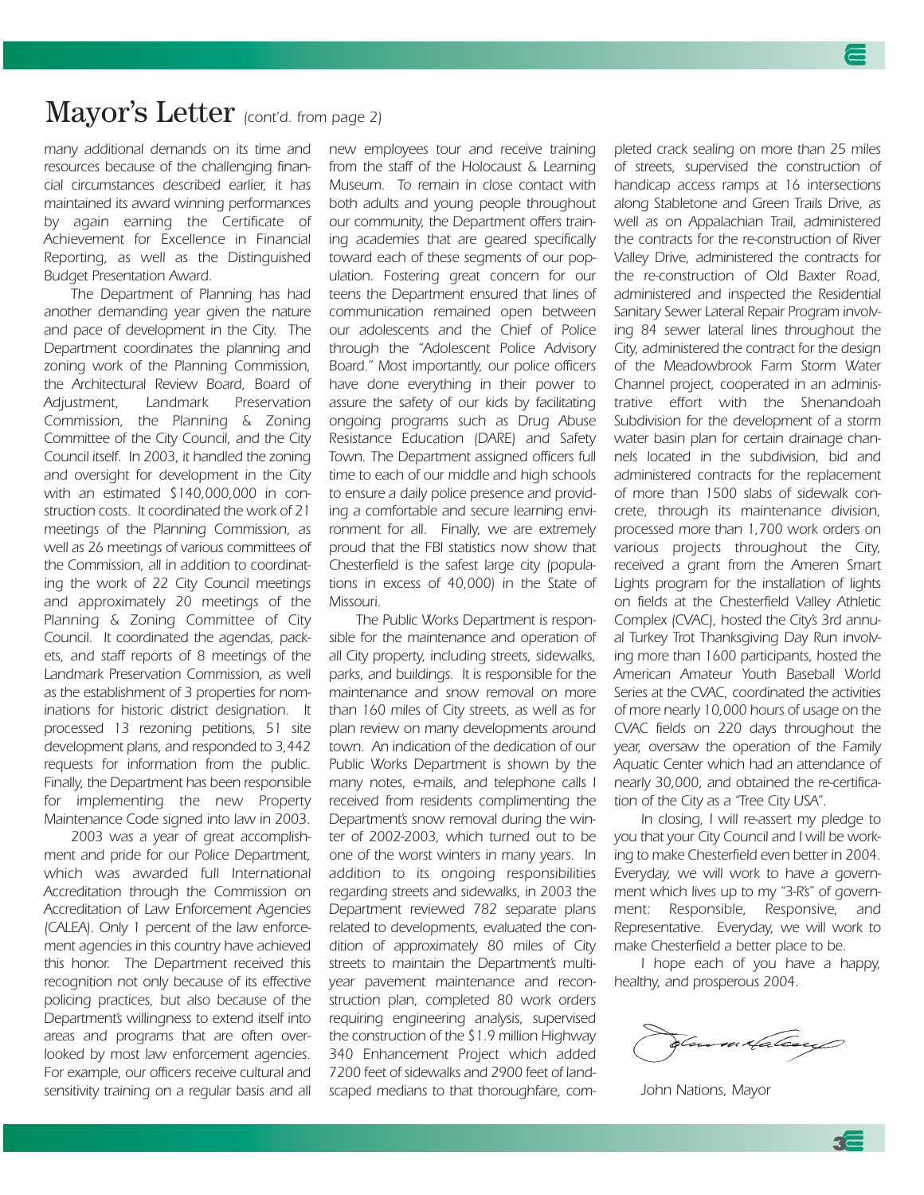# Mayor's Letter *(cont'd. from page 2)*

many additional demands on its time and resources because of the challenging financial circumstances described earlier, it has maintained its award winning performances by again earning the Certificate of Achievement for Excellence in Financial Reporting, as well as the Distinguished Budget Presentation Award.

The Department of Planning has had another demanding year given the nature and pace of development in the City. The Department coordinates the planning and zoning work of the Planning Commission, the Architectural Review Board, Board of Adjustment, Landmark Preservation Commission, the Planning & Zoning Committee of the City Council, and the City Council itself. In 2003, it handled the zoning and oversight for development in the City with an estimated $140,000,000 in construction costs. It coordinated the work of 21 meetings of the Planning Commission, as well as 26 meetings of various committees of the Commission, all in addition to coordinating the work of 22 City Council meetings and approximately 20 meetings of the Planning & Zoning Committee of City Council. It coordinated the agendas, packets, and staff reports of 8 meetings of the Landmark Preservation Commission, as well as the establishment of 3 properties for nominations for historic district designation. It processed 13 rezoning petitions, 51 site development plans, and responded to 3,442 requests for information from the public. Finally, the Department has been responsible for implementing the new Property Maintenance Code signed into law in 2003.

2003 was a year of great accomplishment and pride for our Police Department, which was awarded full International Accreditation through the Commission on Accreditation of Law Enforcement Agencies (CALEA). Only 1 percent of the law enforcement agencies in this country have achieved this honor. The Department received this recognition not only because of its effective policing practices, but also because of the Department's willingness to extend itself into areas and programs that are often overlooked by most law enforcement agencies. For example, our officers receive cultural and sensitivity training on a regular basis and all new employees tour and receive training from the staff of the Holocaust & Learning Museum. To remain in close contact with both adults and young people throughout our community, the Department offers training academies that are geared specifically toward each of these segments of our population. Fostering great concern for our teens the Department ensured that lines of communication remained open between our adolescents and the Chief of Police through the "Adolescent Police Advisory Board." Most importantly, our police officers have done everything in their power to assure the safety of our kids by facilitating ongoing programs such as Drug Abuse Resistance Education (DARE) and Safety Town. The Department assigned officers full time to each of our middle and high schools to ensure a daily police presence and providing a comfortable and secure learning environment for all. Finally, we are extremely proud that the FBI statistics now show that Chesterfield is the safest large city (populations in excess of 40,000) in the State of Missouri.

The Public Works Department is responsible for the maintenance and operation of all City property, including streets, sidewalks, parks, and buildings. It is responsible for the maintenance and snow removal on more than 160 miles of City streets, as well as for plan review on many developments around town. An indication of the dedication of our Public Works Department is shown by the many notes, e-mails, and telephone calls I received from residents complimenting the Department's snow removal during the winter of 2002-2003, which turned out to be one of the worst winters in many years. In addition to its ongoing responsibilities regarding streets and sidewalks, in 2003 the Department reviewed 782 separate plans related to developments, evaluated the condition of approximately 80 miles of City streets to maintain the Department's multi-year pavement maintenance and reconstruction plan, completed 80 work orders requiring engineering analysis, supervised the construction of the $1.9 million Highway 340 Enhancement Project which added 7200 feet of sidewalks and 2900 feet of landscaped medians to that thoroughfare, completed crack sealing on more than 25 miles of streets, supervised the construction of handicap access ramps at 16 intersections along Stabletone and Green Trails Drive, as well as on Appalachian Trail, administered the contracts for the re-construction of River Valley Drive, administered the contracts for the re-construction of Old Baxter Road, administered and inspected the Residential Sanitary Sewer Lateral Repair Program involving 84 sewer lateral lines throughout the City, administered the contract for the design of the Meadowbrook Farm Storm Water Channel project, cooperated in an administrative effort with the Shenandoah Subdivision for the development of a storm water basin plan for certain drainage channels located in the subdivision, bid and administered contracts for the replacement of more than 1500 slabs of sidewalk concrete, through its maintenance division, processed more than 1,700 work orders on various projects throughout the City, received a grant from the Ameren Smart Lights program for the installation of lights on fields at the Chesterfield Valley Athletic Complex (CVAC), hosted the City's 3rd annual Turkey Trot Thanksgiving Day Run involving more than 1600 participants, hosted the American Amateur Youth Baseball World Series at the CVAC, coordinated the activities of more nearly 10,000 hours of usage on the CVAC fields on 220 days throughout the year, oversaw the operation of the Family Aquatic Center which had an attendance of nearly 30,000, and obtained the re-certification of the City as a "Tree City USA".

In closing, I will re-assert my pledge to you that your City Council and I will be working to make Chesterfield even better in 2004. Everyday, we will work to have a government which lives up to my "3-R's" of government: Responsible, Responsive, and Representative. Everyday, we will work to make Chesterfield a better place to be.

I hope each of you have a happy, healthy, and prosperous 2004.

John Nations, Mayor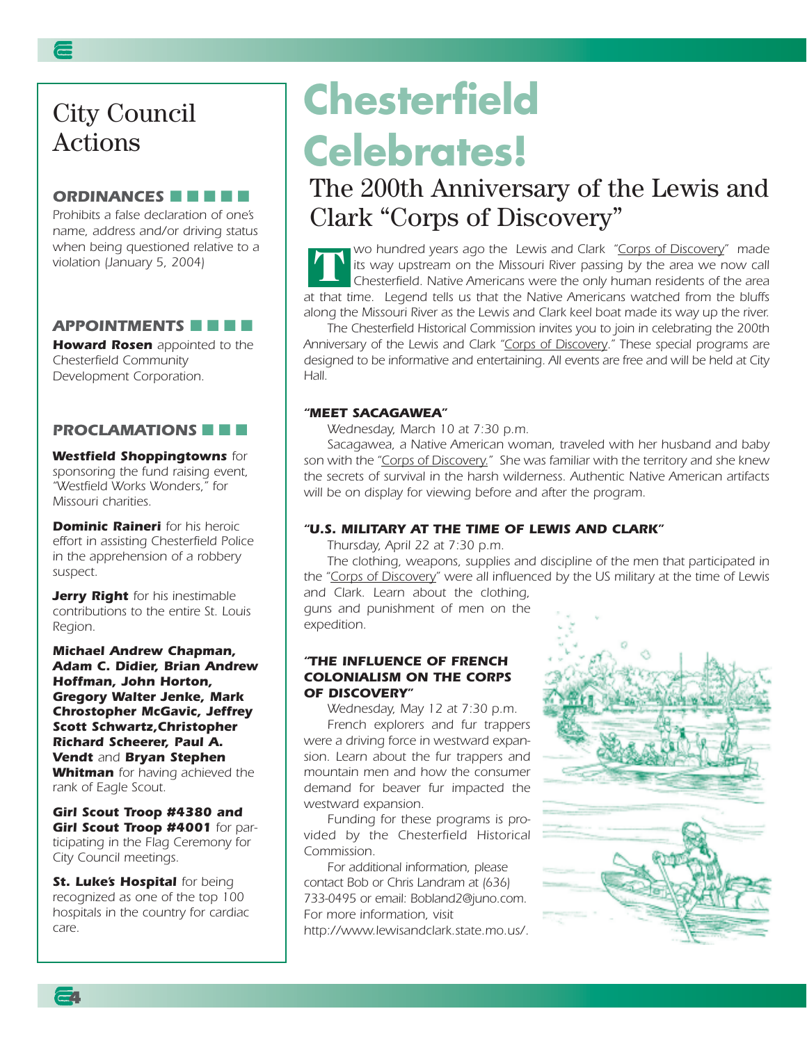# City Council Actions

### ORDINANCES

Prohibits a false declaration of one's name, address and/or driving status when being questioned relative to a violation (January 5, 2004)

### APPOINTMENTS

**Howard Rosen** appointed to the Chesterfield Community Development Corporation.

### PROCLAMATIONS

**Westfield Shoppingtowns** for sponsoring the fund raising event, "Westfield Works Wonders," for Missouri charities.

**Dominic Raineri** for his heroic effort in assisting Chesterfield Police in the apprehension of a robbery suspect.

**Jerry Right** for his inestimable contributions to the entire St. Louis Region.

**Michael Andrew Chapman, Adam C. Didier, Brian Andrew Hoffman, John Horton, Gregory Walter Jenke, Mark Christopher McGavic, Jeffrey Scott Schwartz, Christopher Richard Scheerer, Paul A. Vendt** and **Bryan Stephen Whitman** for having achieved the rank of Eagle Scout.

**Girl Scout Troop #4380 and Girl Scout Troop #4001** for participating in the Flag Ceremony for City Council meetings.

**St. Luke's Hospital** for being recognized as one of the top 100 hospitals in the country for cardiac care.

# Chesterfield Celebrates!

## The 200th Anniversary of the Lewis and Clark "Corps of Discovery"

Two hundred years ago the Lewis and Clark "Corps of Discovery" made its way upstream on the Missouri River passing by the area we now call Chesterfield. Native Americans were the only human residents of the area at that time. Legend tells us that the Native Americans watched from the bluffs along the Missouri River as the Lewis and Clark keel boat made its way up the river.

The Chesterfield Historical Commission invites you to join in celebrating the 200th Anniversary of the Lewis and Clark "Corps of Discovery." These special programs are designed to be informative and entertaining. All events are free and will be held at City Hall.

### "MEET SACAGAWEA"

*Wednesday, March 10 at 7:30 p.m.*

Sacagawea, a Native American woman, traveled with her husband and baby son with the "Corps of Discovery." She was familiar with the territory and she knew the secrets of survival in the harsh wilderness. Authentic Native American artifacts will be on display for viewing before and after the program.

### "U.S. MILITARY AT THE TIME OF LEWIS AND CLARK"

*Thursday, April 22 at 7:30 p.m.*

The clothing, weapons, supplies and discipline of the men that participated in the "Corps of Discovery" were all influenced by the US military at the time of Lewis and Clark. Learn about the clothing, guns and punishment of men on the expedition.

### "THE INFLUENCE OF FRENCH COLONIALISM ON THE CORPS OF DISCOVERY"

*Wednesday, May 12 at 7:30 p.m.*

French explorers and fur trappers were a driving force in westward expansion. Learn about the fur trappers and mountain men and how the consumer demand for beaver fur impacted the westward expansion.

Funding for these programs is provided by the Chesterfield Historical Commission.

For additional information, please contact Bob or Chris Landram at (636) 733-0495 or email: Bobland2@juno.com. For more information, visit http://www.lewisandclark.state.mo.us/.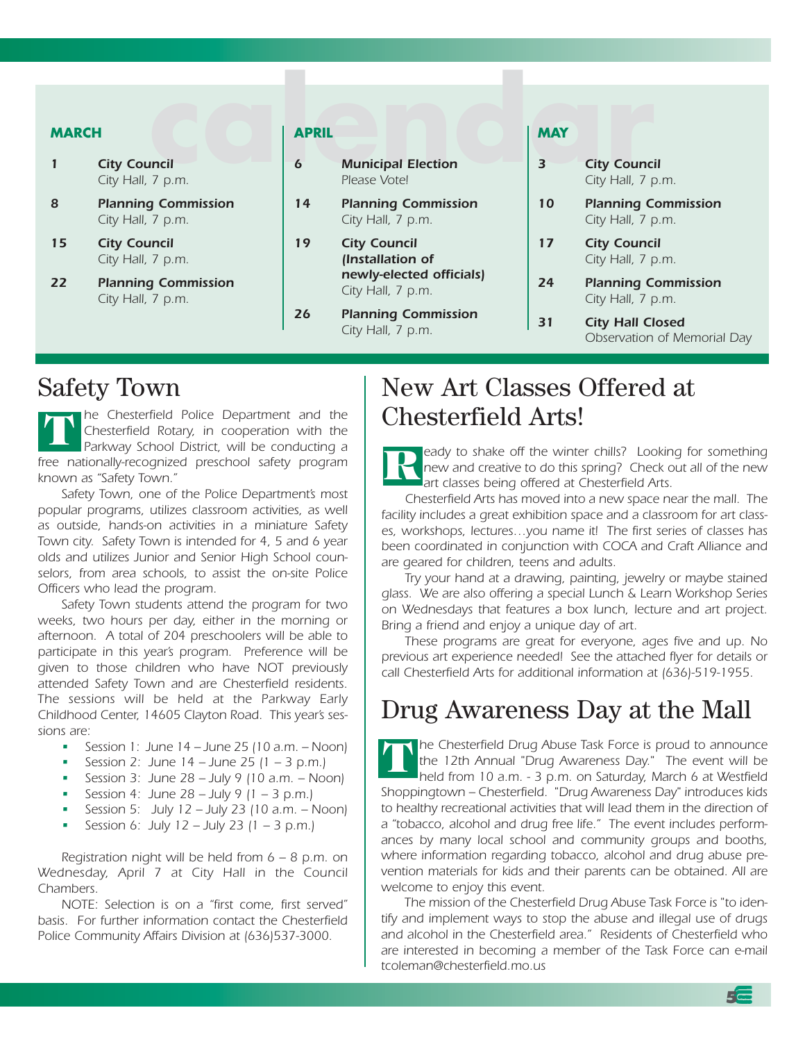# calendar

| MARCH | | APRIL | | MAY | |
|---|---|---|---|---|---|
| **1** | **City Council** City Hall, 7 p.m. | **6** | **Municipal Election** Please Vote! | **3** | **City Council** City Hall, 7 p.m. |
| **8** | **Planning Commission** City Hall, 7 p.m. | **14** | **Planning Commission** City Hall, 7 p.m. | **10** | **Planning Commission** City Hall, 7 p.m. |
| **15** | **City Council** City Hall, 7 p.m. | **19** | **City Council (Installation of newly-elected officials)** City Hall, 7 p.m. | **17** | **City Council** City Hall, 7 p.m. |
| **22** | **Planning Commission** City Hall, 7 p.m. | **26** | **Planning Commission** City Hall, 7 p.m. | **24** | **Planning Commission** City Hall, 7 p.m. |
| | | | | **31** | **City Hall Closed** Observation of Memorial Day |

## Safety Town

The Chesterfield Police Department and the Chesterfield Rotary, in cooperation with the Parkway School District, will be conducting a free nationally-recognized preschool safety program known as "Safety Town."

Safety Town, one of the Police Department's most popular programs, utilizes classroom activities, as well as outside, hands-on activities in a miniature Safety Town city. Safety Town is intended for 4, 5 and 6 year olds and utilizes Junior and Senior High School counselors, from area schools, to assist the on-site Police Officers who lead the program.

Safety Town students attend the program for two weeks, two hours per day, either in the morning or afternoon. A total of 204 preschoolers will be able to participate in this year's program. Preference will be given to those children who have NOT previously attended Safety Town and are Chesterfield residents. The sessions will be held at the Parkway Early Childhood Center, 14605 Clayton Road. This year's sessions are:

- Session 1: June 14 – June 25 (10 a.m. – Noon)
- Session 2: June 14 – June 25 (1 – 3 p.m.)
- Session 3: June 28 – July 9 (10 a.m. – Noon)
- Session 4: June 28 – July 9 (1 – 3 p.m.)
- Session 5: July 12 – July 23 (10 a.m. – Noon)
- Session 6: July 12 – July 23 (1 – 3 p.m.)

Registration night will be held from 6 – 8 p.m. on Wednesday, April 7 at City Hall in the Council Chambers.

NOTE: Selection is on a "first come, first served" basis. For further information contact the Chesterfield Police Community Affairs Division at (636)537-3000.

## New Art Classes Offered at Chesterfield Arts!

*Ready to shake off the winter chills? Looking for something new and creative to do this spring? Check out all of the new art classes being offered at Chesterfield Arts.*

*Chesterfield Arts has moved into a new space near the mall. The facility includes a great exhibition space and a classroom for art classes, workshops, lectures…you name it! The first series of classes has been coordinated in conjunction with COCA and Craft Alliance and are geared for children, teens and adults.*

*Try your hand at a drawing, painting, jewelry or maybe stained glass. We are also offering a special Lunch & Learn Workshop Series on Wednesdays that features a box lunch, lecture and art project. Bring a friend and enjoy a unique day of art.*

*These programs are great for everyone, ages five and up. No previous art experience needed! See the attached flyer for details or call Chesterfield Arts for additional information at (636)-519-1955.*

## Drug Awareness Day at the Mall

The Chesterfield Drug Abuse Task Force is proud to announce the 12th Annual "Drug Awareness Day." The event will be held from 10 a.m. - 3 p.m. on Saturday, March 6 at Westfield Shoppingtown – Chesterfield. "Drug Awareness Day" introduces kids to healthy recreational activities that will lead them in the direction of a "tobacco, alcohol and drug free life." The event includes performances by many local school and community groups and booths, where information regarding tobacco, alcohol and drug abuse prevention materials for kids and their parents can be obtained. All are welcome to enjoy this event.

The mission of the Chesterfield Drug Abuse Task Force is "to identify and implement ways to stop the abuse and illegal use of drugs and alcohol in the Chesterfield area." Residents of Chesterfield who are interested in becoming a member of the Task Force can e-mail tcoleman@chesterfield.mo.us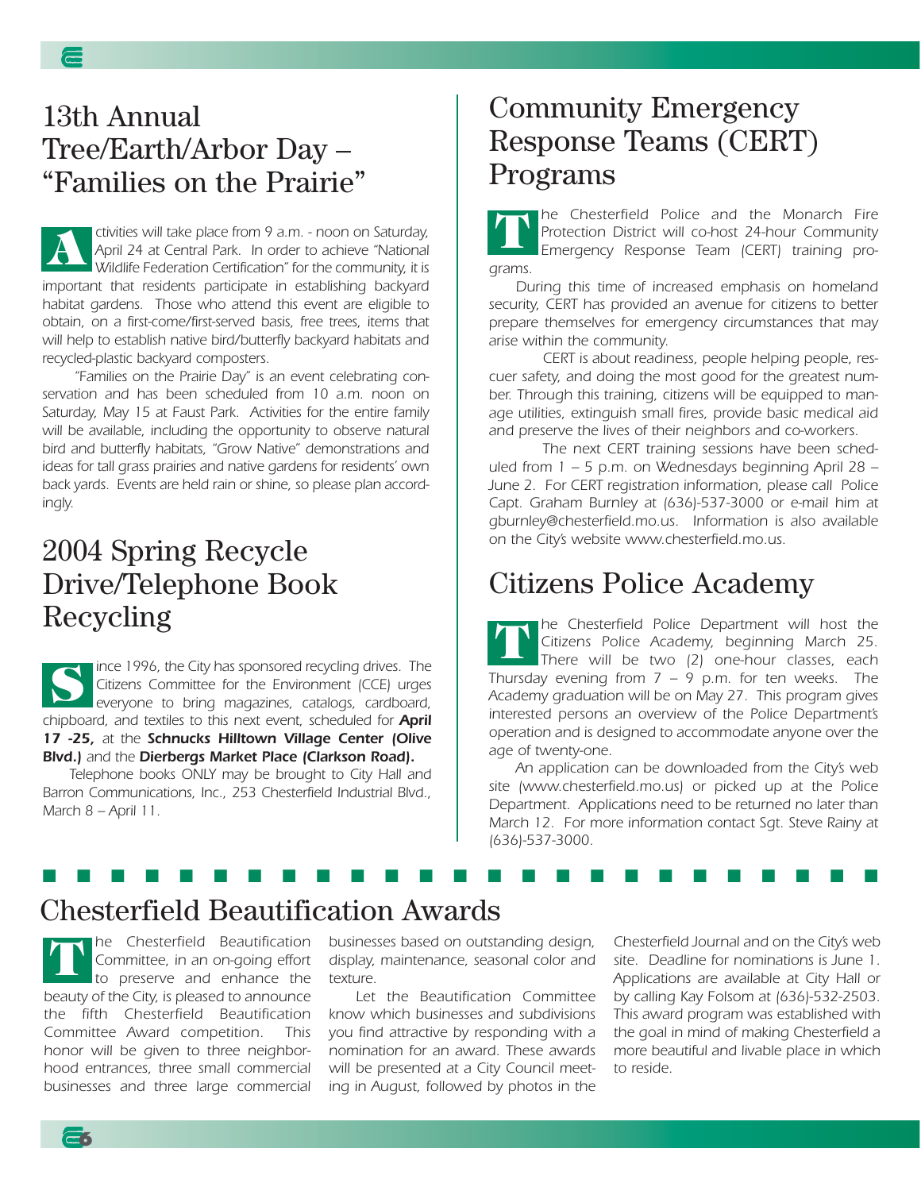## 13th Annual Tree/Earth/Arbor Day – "Families on the Prairie"

Activities will take place from 9 a.m. - noon on Saturday, April 24 at Central Park. In order to achieve "National Wildlife Federation Certification" for the community, it is important that residents participate in establishing backyard habitat gardens. Those who attend this event are eligible to obtain, on a first-come/first-served basis, free trees, items that will help to establish native bird/butterfly backyard habitats and recycled-plastic backyard composters.

"Families on the Prairie Day" is an event celebrating conservation and has been scheduled from 10 a.m. noon on Saturday, May 15 at Faust Park. Activities for the entire family will be available, including the opportunity to observe natural bird and butterfly habitats, "Grow Native" demonstrations and ideas for tall grass prairies and native gardens for residents' own back yards. Events are held rain or shine, so please plan accordingly.

## 2004 Spring Recycle Drive/Telephone Book Recycling

Since 1996, the City has sponsored recycling drives. The Citizens Committee for the Environment (CCE) urges everyone to bring magazines, catalogs, cardboard, chipboard, and textiles to this next event, scheduled for **April 17 -25,** at the **Schnucks Hilltown Village Center (Olive Blvd.)** and the **Dierbergs Market Place (Clarkson Road).**

Telephone books ONLY may be brought to City Hall and Barron Communications, Inc., 253 Chesterfield Industrial Blvd., March 8 – April 11.

## Community Emergency Response Teams (CERT) Programs

The Chesterfield Police and the Monarch Fire Protection District will co-host 24-hour Community Emergency Response Team (CERT) training programs.

During this time of increased emphasis on homeland security, CERT has provided an avenue for citizens to better prepare themselves for emergency circumstances that may arise within the community.

CERT is about readiness, people helping people, rescuer safety, and doing the most good for the greatest number. Through this training, citizens will be equipped to manage utilities, extinguish small fires, provide basic medical aid and preserve the lives of their neighbors and co-workers.

The next CERT training sessions have been scheduled from 1 – 5 p.m. on Wednesdays beginning April 28 – June 2. For CERT registration information, please call Police Capt. Graham Burnley at (636)-537-3000 or e-mail him at gburnley@chesterfield.mo.us. Information is also available on the City's website www.chesterfield.mo.us.

## Citizens Police Academy

The Chesterfield Police Department will host the Citizens Police Academy, beginning March 25. There will be two (2) one-hour classes, each Thursday evening from 7 – 9 p.m. for ten weeks. The Academy graduation will be on May 27. This program gives interested persons an overview of the Police Department's operation and is designed to accommodate anyone over the age of twenty-one.

An application can be downloaded from the City's web site (www.chesterfield.mo.us) or picked up at the Police Department. Applications need to be returned no later than March 12. For more information contact Sgt. Steve Rainy at (636)-537-3000.

## Chesterfield Beautification Awards

The Chesterfield Beautification Committee, in an on-going effort to preserve and enhance the beauty of the City, is pleased to announce the fifth Chesterfield Beautification Committee Award competition. This honor will be given to three neighborhood entrances, three small commercial businesses and three large commercial businesses based on outstanding design, display, maintenance, seasonal color and texture.

Let the Beautification Committee know which businesses and subdivisions you find attractive by responding with a nomination for an award. These awards will be presented at a City Council meeting in August, followed by photos in the Chesterfield Journal and on the City's web site. Deadline for nominations is June 1. Applications are available at City Hall or by calling Kay Folsom at (636)-532-2503. This award program was established with the goal in mind of making Chesterfield a more beautiful and livable place in which to reside.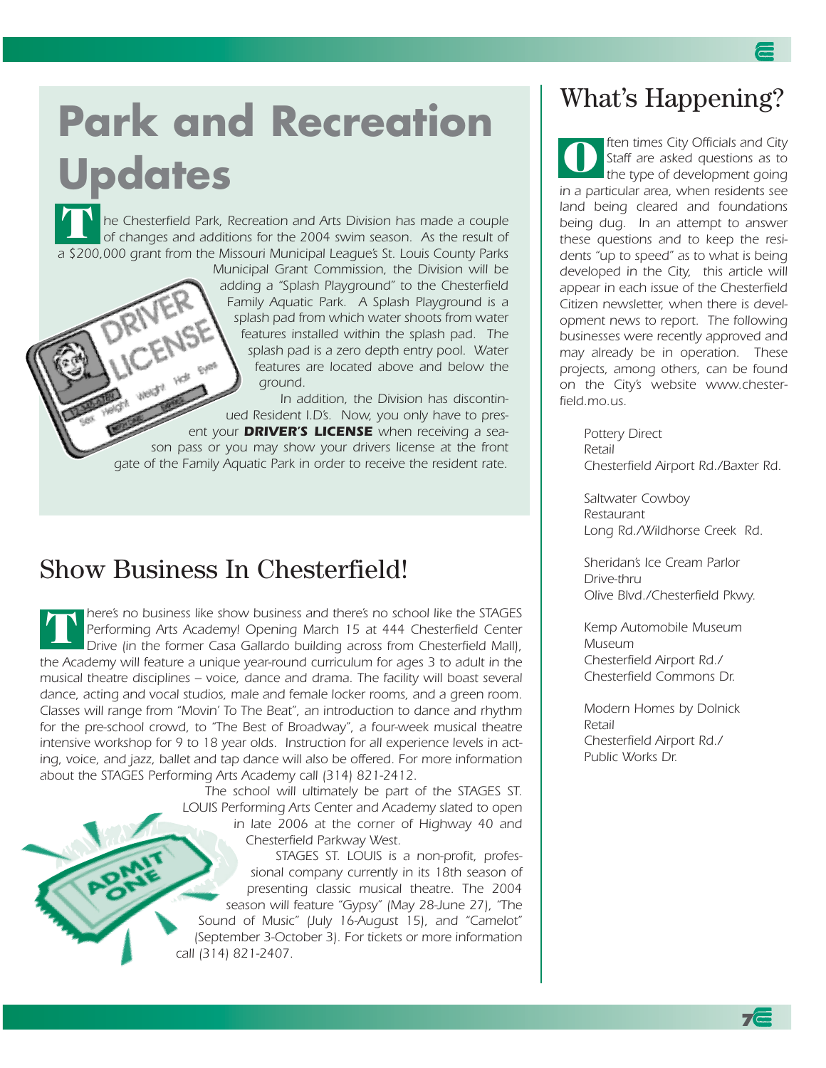# Park and Recreation Updates

The Chesterfield Park, Recreation and Arts Division has made a couple of changes and additions for the 2004 swim season. As the result of a $200,000 grant from the Missouri Municipal League's St. Louis County Parks Municipal Grant Commission, the Division will be adding a "Splash Playground" to the Chesterfield Family Aquatic Park. A Splash Playground is a splash pad from which water shoots from water features installed within the splash pad. The splash pad is a zero depth entry pool. Water features are located above and below the ground.

In addition, the Division has discontinued Resident I.D's. Now, you only have to present your ***DRIVER'S LICENSE*** when receiving a season pass or you may show your drivers license at the front gate of the Family Aquatic Park in order to receive the resident rate.

## Show Business In Chesterfield!

There's no business like show business and there's no school like the STAGES Performing Arts Academy! Opening March 15 at 444 Chesterfield Center Drive (in the former Casa Gallardo building across from Chesterfield Mall), the Academy will feature a unique year-round curriculum for ages 3 to adult in the musical theatre disciplines – voice, dance and drama. The facility will boast several dance, acting and vocal studios, male and female locker rooms, and a green room. Classes will range from "Movin' To The Beat", an introduction to dance and rhythm for the pre-school crowd, to "The Best of Broadway", a four-week musical theatre intensive workshop for 9 to 18 year olds. Instruction for all experience levels in acting, voice, and jazz, ballet and tap dance will also be offered. For more information about the STAGES Performing Arts Academy call (314) 821-2412.

The school will ultimately be part of the STAGES ST. LOUIS Performing Arts Center and Academy slated to open in late 2006 at the corner of Highway 40 and Chesterfield Parkway West.

STAGES ST. LOUIS is a non-profit, professional company currently in its 18th season of presenting classic musical theatre. The 2004 season will feature "Gypsy" (May 28-June 27), "The Sound of Music" (July 16-August 15), and "Camelot" (September 3-October 3). For tickets or more information call (314) 821-2407.

## What's Happening?

Often times City Officials and City Staff are asked questions as to the type of development going in a particular area, when residents see land being cleared and foundations being dug. In an attempt to answer these questions and to keep the residents "up to speed" as to what is being developed in the City, this article will appear in each issue of the Chesterfield Citizen newsletter, when there is development news to report. The following businesses were recently approved and may already be in operation. These projects, among others, can be found on the City's website www.chesterfield.mo.us.

Pottery Direct
Retail
Chesterfield Airport Rd./Baxter Rd.

Saltwater Cowboy
Restaurant
Long Rd./Wildhorse Creek Rd.

Sheridan's Ice Cream Parlor
Drive-thru
Olive Blvd./Chesterfield Pkwy.

Kemp Automobile Museum
Museum
Chesterfield Airport Rd./
Chesterfield Commons Dr.

Modern Homes by Dolnick
Retail
Chesterfield Airport Rd./
Public Works Dr.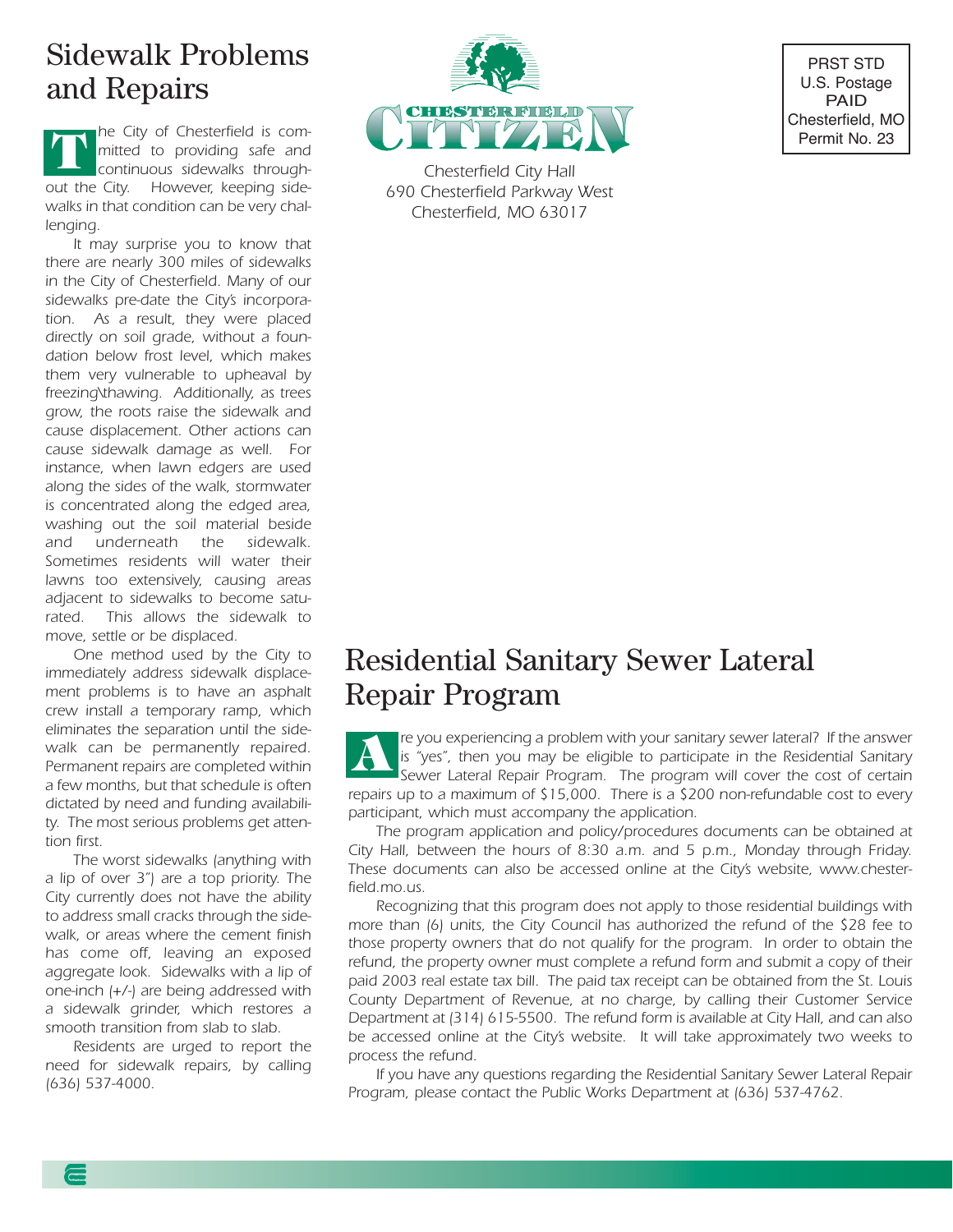# Sidewalk Problems and Repairs

The City of Chesterfield is committed to providing safe and continuous sidewalks throughout the City. However, keeping sidewalks in that condition can be very challenging.

It may surprise you to know that there are nearly 300 miles of sidewalks in the City of Chesterfield. Many of our sidewalks pre-date the City's incorporation. As a result, they were placed directly on soil grade, without a foundation below frost level, which makes them very vulnerable to upheaval by freezing\thawing. Additionally, as trees grow, the roots raise the sidewalk and cause displacement. Other actions can cause sidewalk damage as well. For instance, when lawn edgers are used along the sides of the walk, stormwater is concentrated along the edged area, washing out the soil material beside and underneath the sidewalk. Sometimes residents will water their lawns too extensively, causing areas adjacent to sidewalks to become saturated. This allows the sidewalk to move, settle or be displaced.

One method used by the City to immediately address sidewalk displacement problems is to have an asphalt crew install a temporary ramp, which eliminates the separation until the sidewalk can be permanently repaired. Permanent repairs are completed within a few months, but that schedule is often dictated by need and funding availability. The most serious problems get attention first.

The worst sidewalks (anything with a lip of over 3") are a top priority. The City currently does not have the ability to address small cracks through the sidewalk, or areas where the cement finish has come off, leaving an exposed aggregate look. Sidewalks with a lip of one-inch (+/-) are being addressed with a sidewalk grinder, which restores a smooth transition from slab to slab.

Residents are urged to report the need for sidewalk repairs, by calling (636) 537-4000.

CHESTERFIELD CITIZEN

Chesterfield City Hall
690 Chesterfield Parkway West
Chesterfield, MO 63017

PRST STD
U.S. Postage
PAID
Chesterfield, MO
Permit No. 23

# Residential Sanitary Sewer Lateral Repair Program

Are you experiencing a problem with your sanitary sewer lateral? If the answer is "yes", then you may be eligible to participate in the Residential Sanitary Sewer Lateral Repair Program. The program will cover the cost of certain repairs up to a maximum of $15,000. There is a $200 non-refundable cost to every participant, which must accompany the application.

The program application and policy/procedures documents can be obtained at City Hall, between the hours of 8:30 a.m. and 5 p.m., Monday through Friday. These documents can also be accessed online at the City's website, www.chesterfield.mo.us.

Recognizing that this program does not apply to those residential buildings with more than (6) units, the City Council has authorized the refund of the $28 fee to those property owners that do not qualify for the program. In order to obtain the refund, the property owner must complete a refund form and submit a copy of their paid 2003 real estate tax bill. The paid tax receipt can be obtained from the St. Louis County Department of Revenue, at no charge, by calling their Customer Service Department at (314) 615-5500. The refund form is available at City Hall, and can also be accessed online at the City's website. It will take approximately two weeks to process the refund.

If you have any questions regarding the Residential Sanitary Sewer Lateral Repair Program, please contact the Public Works Department at (636) 537-4762.